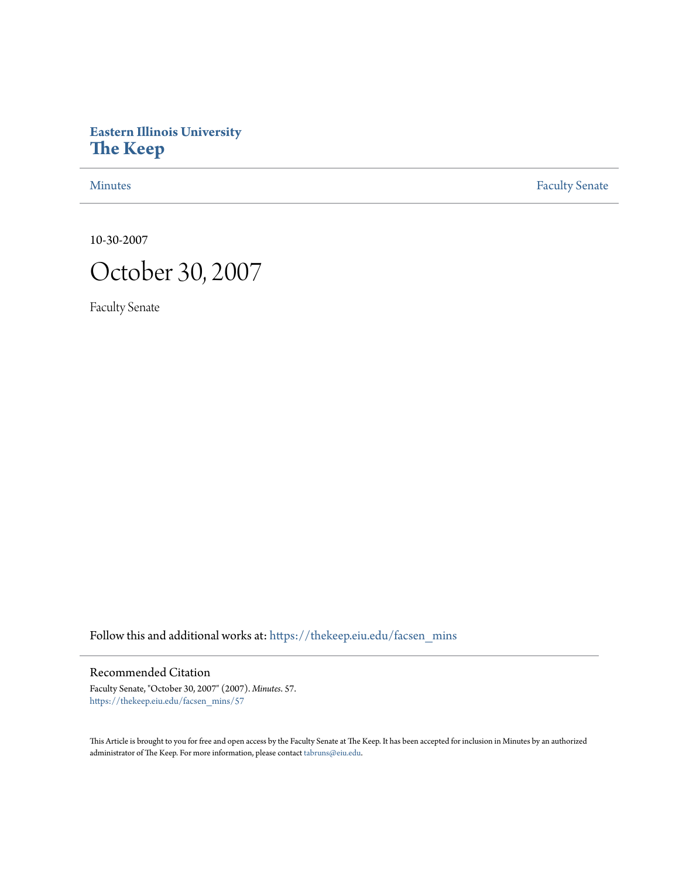**Eastern Illinois University**
**The Keep**

Minutes | Faculty Senate

10-30-2007

# October 30, 2007

Faculty Senate

Follow this and additional works at: https://thekeep.eiu.edu/facsen_mins

## Recommended Citation

Faculty Senate, "October 30, 2007" (2007). *Minutes*. 57.
https://thekeep.eiu.edu/facsen_mins/57

This Article is brought to you for free and open access by the Faculty Senate at The Keep. It has been accepted for inclusion in Minutes by an authorized administrator of The Keep. For more information, please contact tabruns@eiu.edu.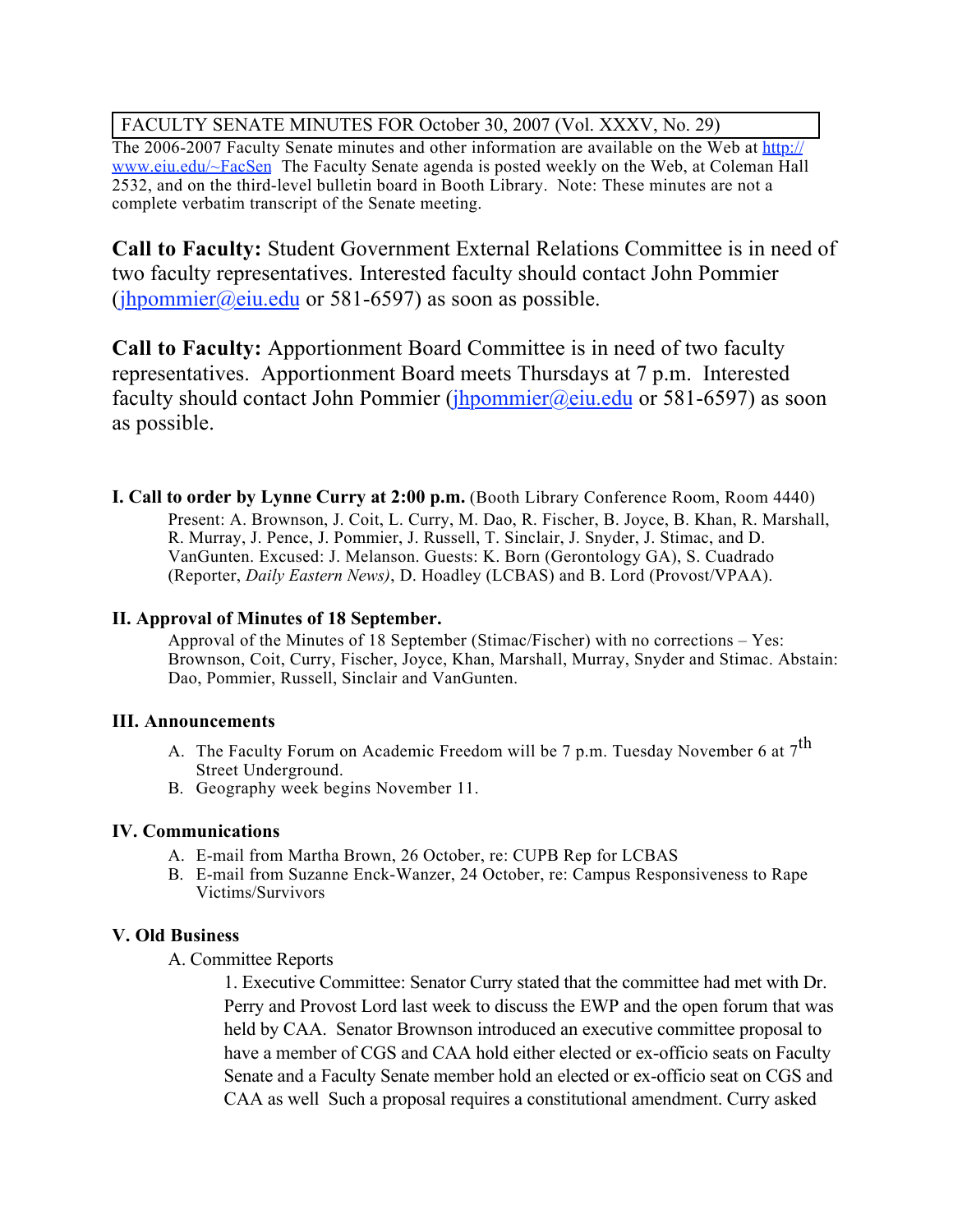FACULTY SENATE MINUTES FOR October 30, 2007 (Vol. XXXV, No. 29)

The 2006-2007 Faculty Senate minutes and other information are available on the Web at http://www.eiu.edu/~FacSen The Faculty Senate agenda is posted weekly on the Web, at Coleman Hall 2532, and on the third-level bulletin board in Booth Library. Note: These minutes are not a complete verbatim transcript of the Senate meeting.

**Call to Faculty:** Student Government External Relations Committee is in need of two faculty representatives. Interested faculty should contact John Pommier (jhpommier@eiu.edu or 581-6597) as soon as possible.

**Call to Faculty:** Apportionment Board Committee is in need of two faculty representatives. Apportionment Board meets Thursdays at 7 p.m. Interested faculty should contact John Pommier (jhpommier@eiu.edu or 581-6597) as soon as possible.

**I. Call to order by Lynne Curry at 2:00 p.m.** (Booth Library Conference Room, Room 4440)

Present: A. Brownson, J. Coit, L. Curry, M. Dao, R. Fischer, B. Joyce, B. Khan, R. Marshall, R. Murray, J. Pence, J. Pommier, J. Russell, T. Sinclair, J. Snyder, J. Stimac, and D. VanGunten. Excused: J. Melanson. Guests: K. Born (Gerontology GA), S. Cuadrado (Reporter, *Daily Eastern News)*, D. Hoadley (LCBAS) and B. Lord (Provost/VPAA).

**II. Approval of Minutes of 18 September.**

Approval of the Minutes of 18 September (Stimac/Fischer) with no corrections – Yes: Brownson, Coit, Curry, Fischer, Joyce, Khan, Marshall, Murray, Snyder and Stimac. Abstain: Dao, Pommier, Russell, Sinclair and VanGunten.

**III. Announcements**

A. The Faculty Forum on Academic Freedom will be 7 p.m. Tuesday November 6 at 7th Street Underground.
B. Geography week begins November 11.

**IV. Communications**

A. E-mail from Martha Brown, 26 October, re: CUPB Rep for LCBAS
B. E-mail from Suzanne Enck-Wanzer, 24 October, re: Campus Responsiveness to Rape Victims/Survivors

**V. Old Business**

A. Committee Reports

1. Executive Committee: Senator Curry stated that the committee had met with Dr. Perry and Provost Lord last week to discuss the EWP and the open forum that was held by CAA. Senator Brownson introduced an executive committee proposal to have a member of CGS and CAA hold either elected or ex-officio seats on Faculty Senate and a Faculty Senate member hold an elected or ex-officio seat on CGS and CAA as well Such a proposal requires a constitutional amendment. Curry asked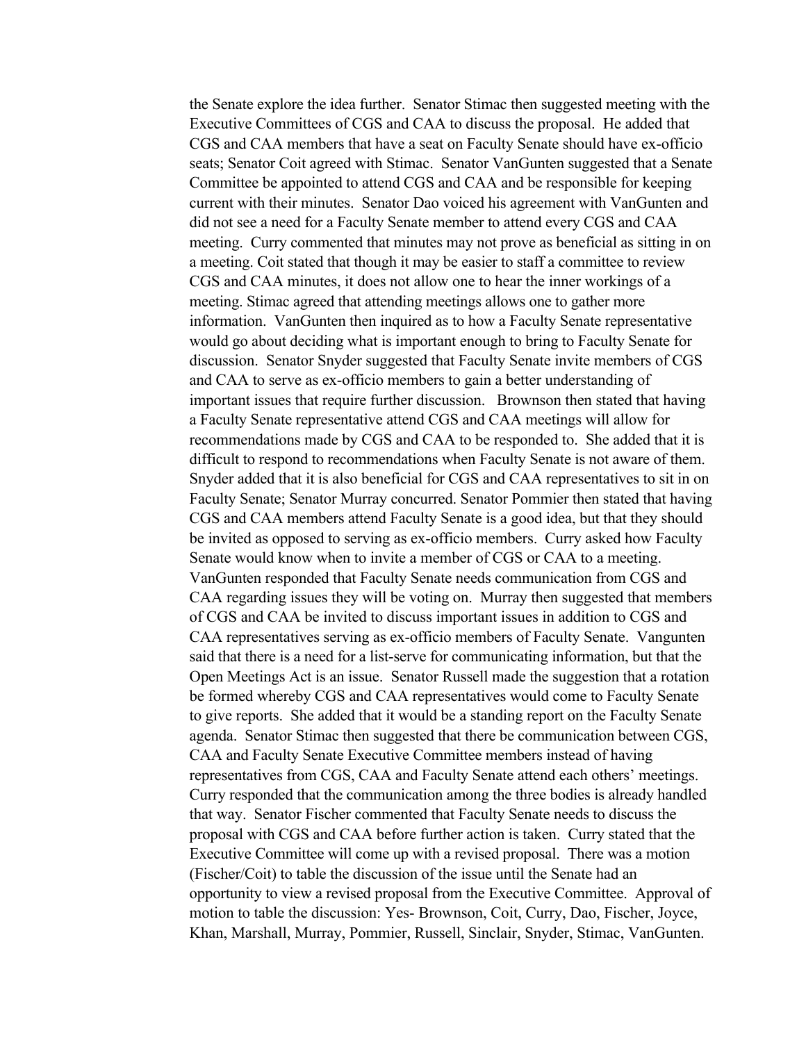the Senate explore the idea further. Senator Stimac then suggested meeting with the Executive Committees of CGS and CAA to discuss the proposal. He added that CGS and CAA members that have a seat on Faculty Senate should have ex-officio seats; Senator Coit agreed with Stimac. Senator VanGunten suggested that a Senate Committee be appointed to attend CGS and CAA and be responsible for keeping current with their minutes. Senator Dao voiced his agreement with VanGunten and did not see a need for a Faculty Senate member to attend every CGS and CAA meeting. Curry commented that minutes may not prove as beneficial as sitting in on a meeting. Coit stated that though it may be easier to staff a committee to review CGS and CAA minutes, it does not allow one to hear the inner workings of a meeting. Stimac agreed that attending meetings allows one to gather more information. VanGunten then inquired as to how a Faculty Senate representative would go about deciding what is important enough to bring to Faculty Senate for discussion. Senator Snyder suggested that Faculty Senate invite members of CGS and CAA to serve as ex-officio members to gain a better understanding of important issues that require further discussion. Brownson then stated that having a Faculty Senate representative attend CGS and CAA meetings will allow for recommendations made by CGS and CAA to be responded to. She added that it is difficult to respond to recommendations when Faculty Senate is not aware of them. Snyder added that it is also beneficial for CGS and CAA representatives to sit in on Faculty Senate; Senator Murray concurred. Senator Pommier then stated that having CGS and CAA members attend Faculty Senate is a good idea, but that they should be invited as opposed to serving as ex-officio members. Curry asked how Faculty Senate would know when to invite a member of CGS or CAA to a meeting. VanGunten responded that Faculty Senate needs communication from CGS and CAA regarding issues they will be voting on. Murray then suggested that members of CGS and CAA be invited to discuss important issues in addition to CGS and CAA representatives serving as ex-officio members of Faculty Senate. Vangunten said that there is a need for a list-serve for communicating information, but that the Open Meetings Act is an issue. Senator Russell made the suggestion that a rotation be formed whereby CGS and CAA representatives would come to Faculty Senate to give reports. She added that it would be a standing report on the Faculty Senate agenda. Senator Stimac then suggested that there be communication between CGS, CAA and Faculty Senate Executive Committee members instead of having representatives from CGS, CAA and Faculty Senate attend each others' meetings. Curry responded that the communication among the three bodies is already handled that way. Senator Fischer commented that Faculty Senate needs to discuss the proposal with CGS and CAA before further action is taken. Curry stated that the Executive Committee will come up with a revised proposal. There was a motion (Fischer/Coit) to table the discussion of the issue until the Senate had an opportunity to view a revised proposal from the Executive Committee. Approval of motion to table the discussion: Yes- Brownson, Coit, Curry, Dao, Fischer, Joyce, Khan, Marshall, Murray, Pommier, Russell, Sinclair, Snyder, Stimac, VanGunten.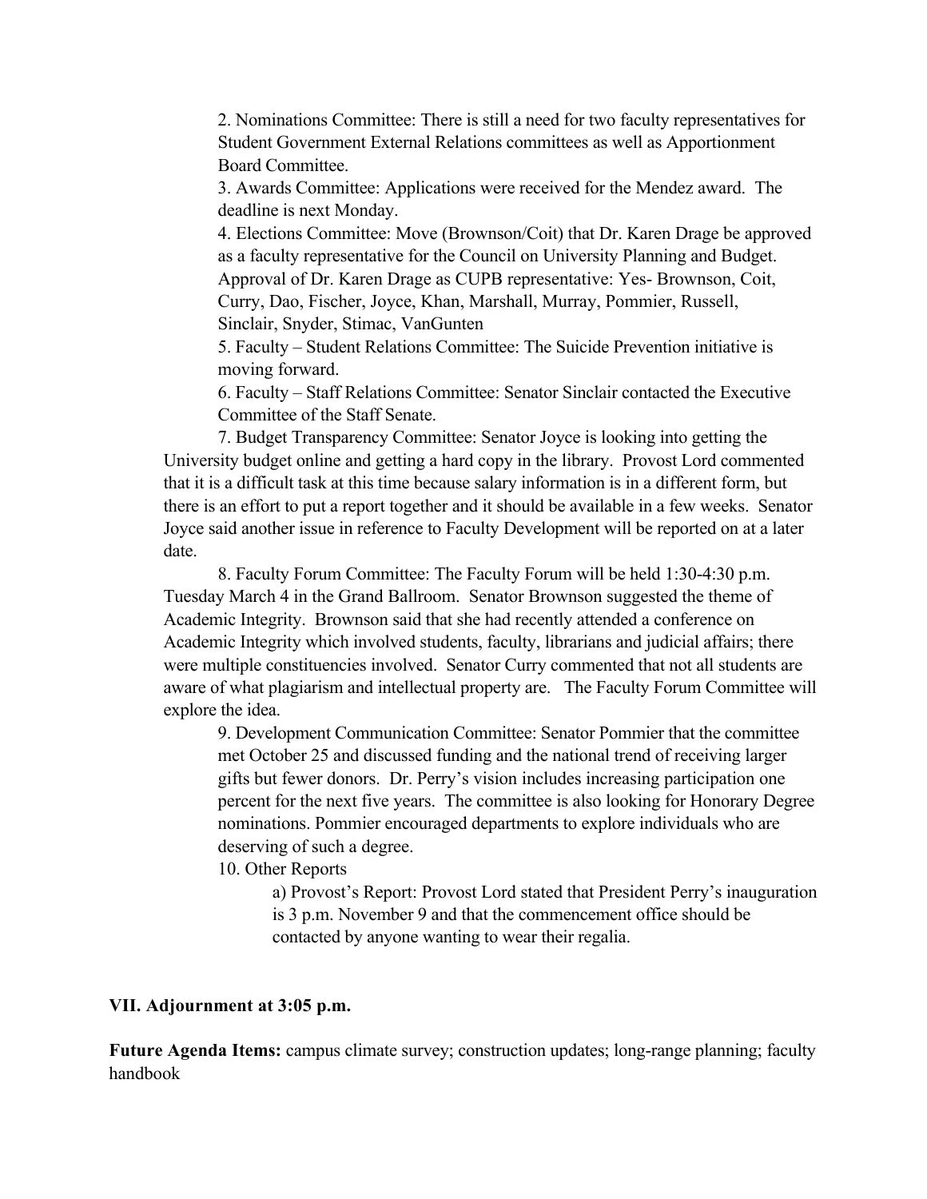2. Nominations Committee: There is still a need for two faculty representatives for Student Government External Relations committees as well as Apportionment Board Committee.

3. Awards Committee: Applications were received for the Mendez award. The deadline is next Monday.

4. Elections Committee: Move (Brownson/Coit) that Dr. Karen Drage be approved as a faculty representative for the Council on University Planning and Budget. Approval of Dr. Karen Drage as CUPB representative: Yes- Brownson, Coit, Curry, Dao, Fischer, Joyce, Khan, Marshall, Murray, Pommier, Russell, Sinclair, Snyder, Stimac, VanGunten

5. Faculty – Student Relations Committee: The Suicide Prevention initiative is moving forward.

6. Faculty – Staff Relations Committee: Senator Sinclair contacted the Executive Committee of the Staff Senate.

7. Budget Transparency Committee: Senator Joyce is looking into getting the University budget online and getting a hard copy in the library. Provost Lord commented that it is a difficult task at this time because salary information is in a different form, but there is an effort to put a report together and it should be available in a few weeks. Senator Joyce said another issue in reference to Faculty Development will be reported on at a later date.

8. Faculty Forum Committee: The Faculty Forum will be held 1:30-4:30 p.m. Tuesday March 4 in the Grand Ballroom. Senator Brownson suggested the theme of Academic Integrity. Brownson said that she had recently attended a conference on Academic Integrity which involved students, faculty, librarians and judicial affairs; there were multiple constituencies involved. Senator Curry commented that not all students are aware of what plagiarism and intellectual property are. The Faculty Forum Committee will explore the idea.

9. Development Communication Committee: Senator Pommier that the committee met October 25 and discussed funding and the national trend of receiving larger gifts but fewer donors. Dr. Perry's vision includes increasing participation one percent for the next five years. The committee is also looking for Honorary Degree nominations. Pommier encouraged departments to explore individuals who are deserving of such a degree.

10. Other Reports

a) Provost's Report: Provost Lord stated that President Perry's inauguration is 3 p.m. November 9 and that the commencement office should be contacted by anyone wanting to wear their regalia.

**VII. Adjournment at 3:05 p.m.**

**Future Agenda Items:** campus climate survey; construction updates; long-range planning; faculty handbook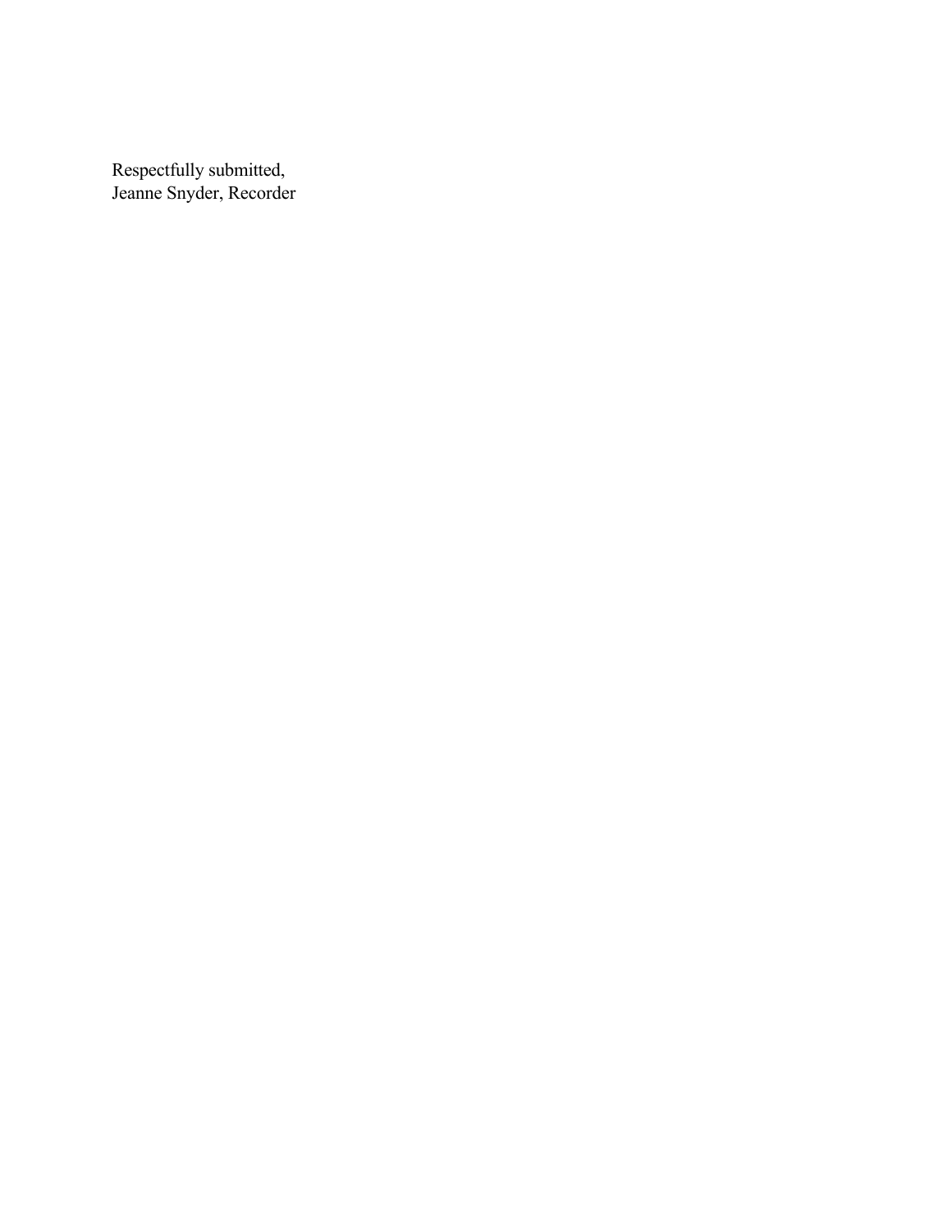Respectfully submitted,
Jeanne Snyder, Recorder